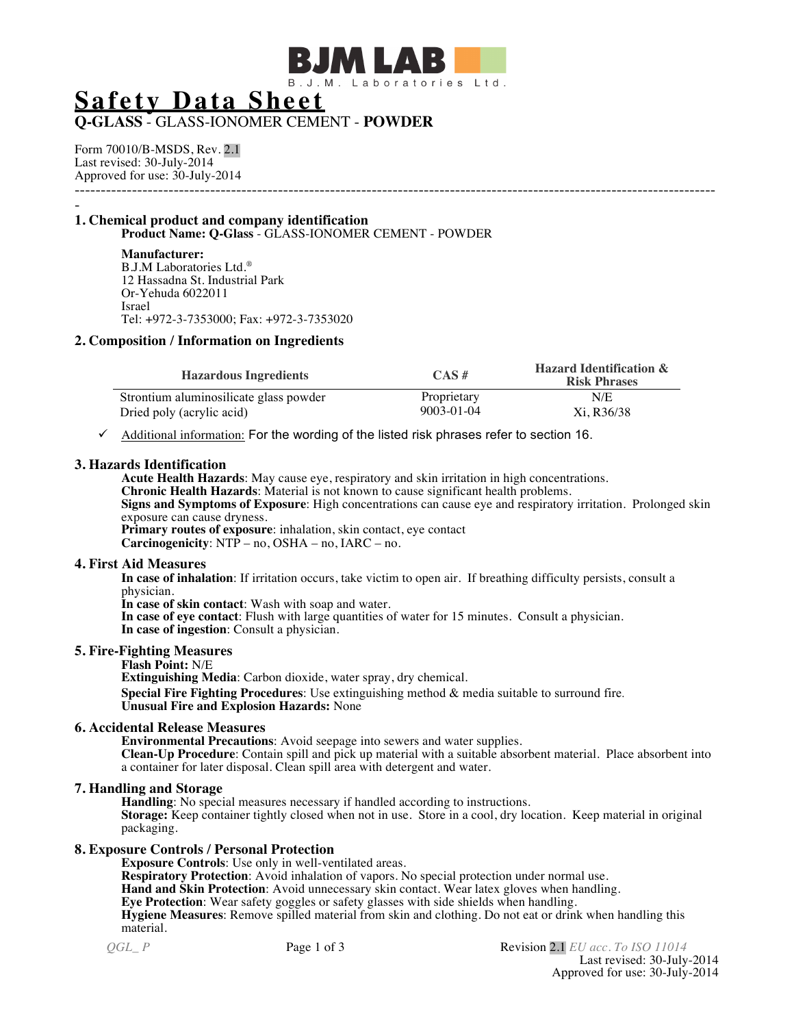BJM LAB

B.J.M. Laboratories Ltd.

# Safety Data Sheet

**Q-GLASS** - GLASS-IONOMER CEMENT - **POWDER**

Form 70010/B-MSDS, Rev. 2.1
Last revised: 30-July-2014
Approved for use: 30-July-2014

---

## 1. Chemical product and company identification

**Product Name: Q-Glass** - GLASS-IONOMER CEMENT - POWDER

**Manufacturer:**
B.J.M Laboratories Ltd.®
12 Hassadna St. Industrial Park
Or-Yehuda 6022011
Israel
Tel: +972-3-7353000; Fax: +972-3-7353020

## 2. Composition / Information on Ingredients

| Hazardous Ingredients | CAS # | Hazard Identification & Risk Phrases |
|---|---|---|
| Strontium aluminosilicate glass powder | Proprietary | N/E |
| Dried poly (acrylic acid) | 9003-01-04 | Xi, R36/38 |

- ✓ Additional information: For the wording of the listed risk phrases refer to section 16.

## 3. Hazards Identification

**Acute Health Hazards**: May cause eye, respiratory and skin irritation in high concentrations.
**Chronic Health Hazards**: Material is not known to cause significant health problems.
**Signs and Symptoms of Exposure**: High concentrations can cause eye and respiratory irritation. Prolonged skin exposure can cause dryness.
**Primary routes of exposure**: inhalation, skin contact, eye contact
**Carcinogenicity**: NTP – no, OSHA – no, IARC – no.

## 4. First Aid Measures

**In case of inhalation**: If irritation occurs, take victim to open air. If breathing difficulty persists, consult a physician.
**In case of skin contact**: Wash with soap and water.
**In case of eye contact**: Flush with large quantities of water for 15 minutes. Consult a physician.
**In case of ingestion**: Consult a physician.

## 5. Fire-Fighting Measures

**Flash Point:** N/E
**Extinguishing Media**: Carbon dioxide, water spray, dry chemical.
**Special Fire Fighting Procedures**: Use extinguishing method & media suitable to surround fire.
**Unusual Fire and Explosion Hazards:** None

## 6. Accidental Release Measures

**Environmental Precautions**: Avoid seepage into sewers and water supplies.
**Clean-Up Procedure**: Contain spill and pick up material with a suitable absorbent material. Place absorbent into a container for later disposal. Clean spill area with detergent and water.

## 7. Handling and Storage

**Handling**: No special measures necessary if handled according to instructions.
**Storage:** Keep container tightly closed when not in use. Store in a cool, dry location. Keep material in original packaging.

## 8. Exposure Controls / Personal Protection

**Exposure Controls**: Use only in well-ventilated areas.
**Respiratory Protection**: Avoid inhalation of vapors. No special protection under normal use.
**Hand and Skin Protection**: Avoid unnecessary skin contact. Wear latex gloves when handling.
**Eye Protection**: Wear safety goggles or safety glasses with side shields when handling.
**Hygiene Measures**: Remove spilled material from skin and clothing. Do not eat or drink when handling this material.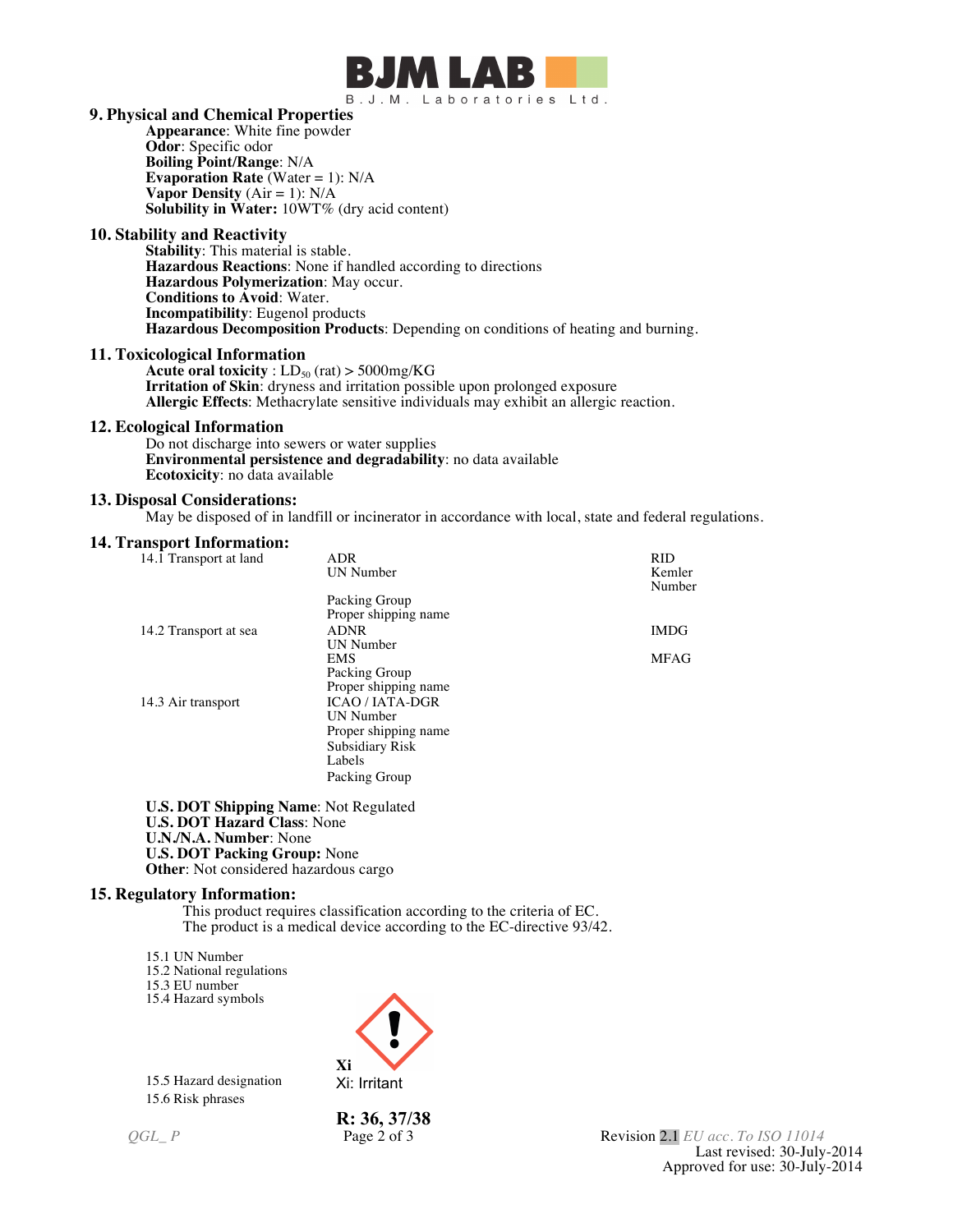## 9. Physical and Chemical Properties

**Appearance**: White fine powder
**Odor**: Specific odor
**Boiling Point/Range**: N/A
**Evaporation Rate** (Water = 1): N/A
**Vapor Density** (Air = 1): N/A
**Solubility in Water:** 10WT% (dry acid content)

## 10. Stability and Reactivity

**Stability**: This material is stable.
**Hazardous Reactions**: None if handled according to directions
**Hazardous Polymerization**: May occur.
**Conditions to Avoid**: Water.
**Incompatibility**: Eugenol products
**Hazardous Decomposition Products**: Depending on conditions of heating and burning.

## 11. Toxicological Information

**Acute oral toxicity** : $LD_{50}$ (rat) > 5000mg/KG
**Irritation of Skin**: dryness and irritation possible upon prolonged exposure
**Allergic Effects**: Methacrylate sensitive individuals may exhibit an allergic reaction.

## 12. Ecological Information

Do not discharge into sewers or water supplies
**Environmental persistence and degradability**: no data available
**Ecotoxicity**: no data available

## 13. Disposal Considerations:

May be disposed of in landfill or incinerator in accordance with local, state and federal regulations.

## 14. Transport Information:

| | | |
|---|---|---|
| 14.1 Transport at land | ADR | RID |
| | UN Number | Kemler Number |
| | Packing Group | |
| | Proper shipping name | |
| 14.2 Transport at sea | ADNR | IMDG |
| | UN Number | |
| | EMS | MFAG |
| | Packing Group | |
| | Proper shipping name | |
| 14.3 Air transport | ICAO / IATA-DGR | |
| | UN Number | |
| | Proper shipping name | |
| | Subsidiary Risk | |
| | Labels | |
| | Packing Group | |

**U.S. DOT Shipping Name**: Not Regulated
**U.S. DOT Hazard Class**: None
**U.N./N.A. Number**: None
**U.S. DOT Packing Group:** None
**Other**: Not considered hazardous cargo

## 15. Regulatory Information:

This product requires classification according to the criteria of EC.
The product is a medical device according to the EC-directive 93/42.

15.1 UN Number
15.2 National regulations
15.3 EU number
15.4 Hazard symbols

15.5 Hazard designation — **Xi**
Xi: Irritant

15.6 Risk phrases — **R: 36, 37/38**

QGL_ P

Revision 2.1 *EU acc. To ISO 11014*
Last revised: 30-July-2014
Approved for use: 30-July-2014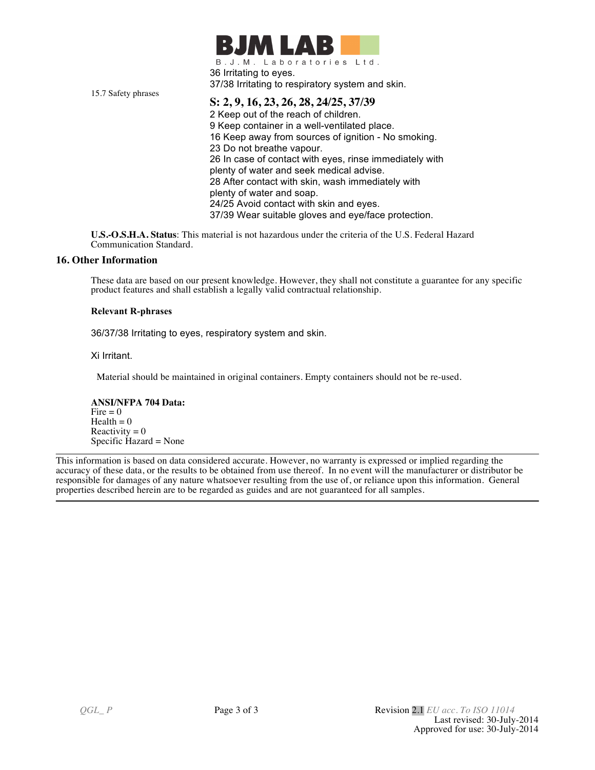36 Irritating to eyes.
37/38 Irritating to respiratory system and skin.

15.7 Safety phrases

**S: 2, 9, 16, 23, 26, 28, 24/25, 37/39**
2 Keep out of the reach of children.
9 Keep container in a well-ventilated place.
16 Keep away from sources of ignition - No smoking.
23 Do not breathe vapour.
26 In case of contact with eyes, rinse immediately with plenty of water and seek medical advise.
28 After contact with skin, wash immediately with plenty of water and soap.
24/25 Avoid contact with skin and eyes.
37/39 Wear suitable gloves and eye/face protection.

**U.S.-O.S.H.A. Status**: This material is not hazardous under the criteria of the U.S. Federal Hazard Communication Standard.

## 16. Other Information

These data are based on our present knowledge. However, they shall not constitute a guarantee for any specific product features and shall establish a legally valid contractual relationship.

**Relevant R-phrases**

36/37/38 Irritating to eyes, respiratory system and skin.

Xi Irritant.

Material should be maintained in original containers. Empty containers should not be re-used.

**ANSI/NFPA 704 Data:**
Fire = 0
Health = 0
Reactivity = 0
Specific Hazard = None

---

This information is based on data considered accurate. However, no warranty is expressed or implied regarding the accuracy of these data, or the results to be obtained from use thereof. In no event will the manufacturer or distributor be responsible for damages of any nature whatsoever resulting from the use of, or reliance upon this information. General properties described herein are to be regarded as guides and are not guaranteed for all samples.

---

*QGL_ P*

Revision 2.1 *EU acc. To ISO 11014*
Last revised: 30-July-2014
Approved for use: 30-July-2014